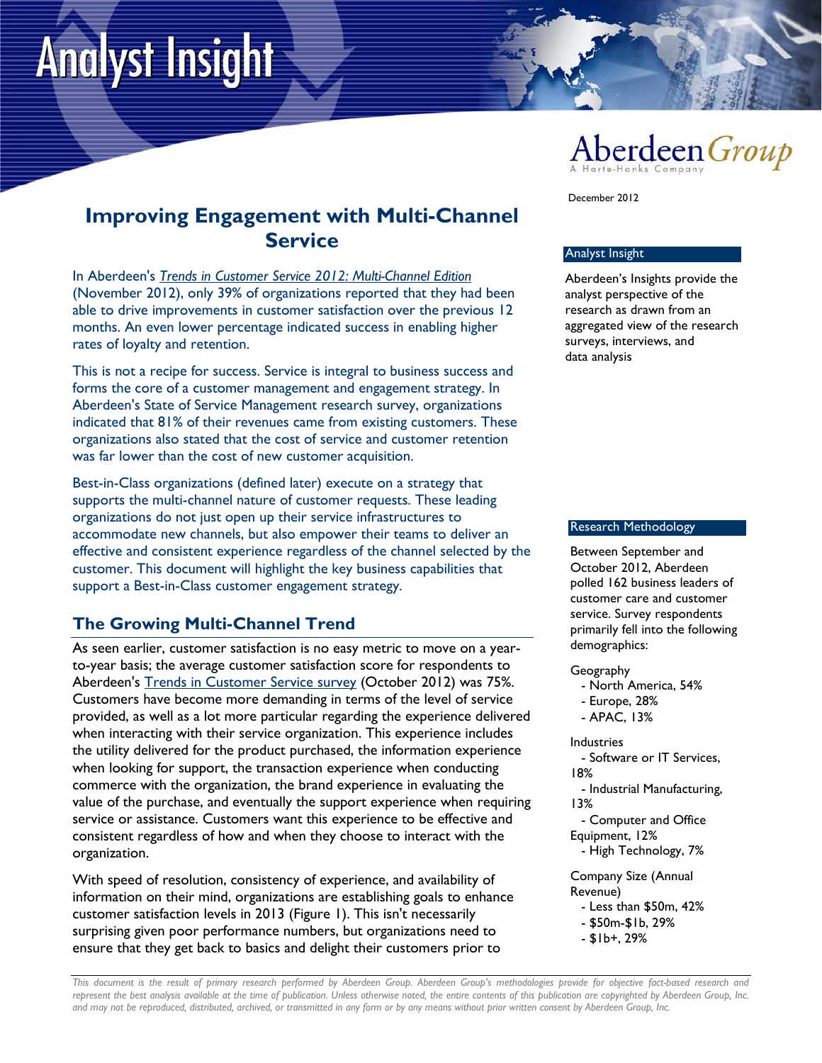# Analyst Insight

Aberdeen Group
A Harte-Hanks Company

December 2012

## Improving Engagement with Multi-Channel Service

In Aberdeen's *Trends in Customer Service 2012: Multi-Channel Edition* (November 2012), only 39% of organizations reported that they had been able to drive improvements in customer satisfaction over the previous 12 months. An even lower percentage indicated success in enabling higher rates of loyalty and retention.

This is not a recipe for success. Service is integral to business success and forms the core of a customer management and engagement strategy. In Aberdeen's State of Service Management research survey, organizations indicated that 81% of their revenues came from existing customers. These organizations also stated that the cost of service and customer retention was far lower than the cost of new customer acquisition.

Best-in-Class organizations (defined later) execute on a strategy that supports the multi-channel nature of customer requests. These leading organizations do not just open up their service infrastructures to accommodate new channels, but also empower their teams to deliver an effective and consistent experience regardless of the channel selected by the customer. This document will highlight the key business capabilities that support a Best-in-Class customer engagement strategy.

### The Growing Multi-Channel Trend

As seen earlier, customer satisfaction is no easy metric to move on a year-to-year basis; the average customer satisfaction score for respondents to Aberdeen's Trends in Customer Service survey (October 2012) was 75%. Customers have become more demanding in terms of the level of service provided, as well as a lot more particular regarding the experience delivered when interacting with their service organization. This experience includes the utility delivered for the product purchased, the information experience when looking for support, the transaction experience when conducting commerce with the organization, the brand experience in evaluating the value of the purchase, and eventually the support experience when requiring service or assistance. Customers want this experience to be effective and consistent regardless of how and when they choose to interact with the organization.

With speed of resolution, consistency of experience, and availability of information on their mind, organizations are establishing goals to enhance customer satisfaction levels in 2013 (Figure 1). This isn't necessarily surprising given poor performance numbers, but organizations need to ensure that they get back to basics and delight their customers prior to

#### Analyst Insight

Aberdeen's Insights provide the analyst perspective of the research as drawn from an aggregated view of the research surveys, interviews, and data analysis

#### Research Methodology

Between September and October 2012, Aberdeen polled 162 business leaders of customer care and customer service. Survey respondents primarily fell into the following demographics:

Geography
- North America, 54%
- Europe, 28%
- APAC, 13%

Industries
- Software or IT Services, 18%
- Industrial Manufacturing, 13%
- Computer and Office Equipment, 12%
- High Technology, 7%

Company Size (Annual Revenue)
- Less than $50m, 42%
- $50m-$1b, 29%
- $1b+, 29%

*This document is the result of primary research performed by Aberdeen Group. Aberdeen Group's methodologies provide for objective fact-based research and represent the best analysis available at the time of publication. Unless otherwise noted, the entire contents of this publication are copyrighted by Aberdeen Group, Inc. and may not be reproduced, distributed, archived, or transmitted in any form or by any means without prior written consent by Aberdeen Group, Inc.*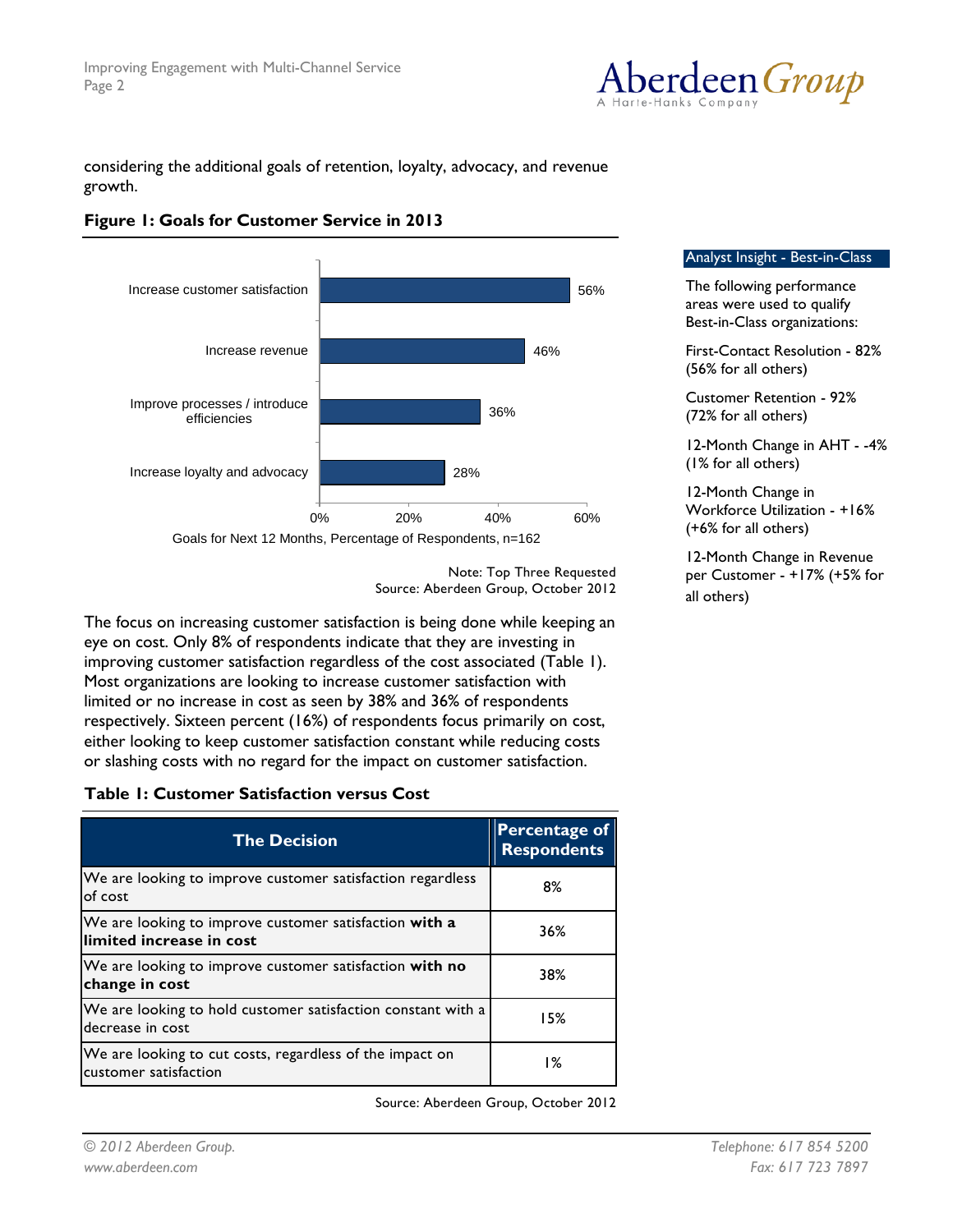considering the additional goals of retention, loyalty, advocacy, and revenue growth.

**Figure 1: Goals for Customer Service in 2013**

| Goal | Percentage of Respondents |
|---|---|
| Increase customer satisfaction | 56% |
| Increase revenue | 46% |
| Improve processes / introduce efficiencies | 36% |
| Increase loyalty and advocacy | 28% |

Goals for Next 12 Months, Percentage of Respondents, n=162

Note: Top Three Requested
Source: Aberdeen Group, October 2012

The focus on increasing customer satisfaction is being done while keeping an eye on cost. Only 8% of respondents indicate that they are investing in improving customer satisfaction regardless of the cost associated (Table 1). Most organizations are looking to increase customer satisfaction with limited or no increase in cost as seen by 38% and 36% of respondents respectively. Sixteen percent (16%) of respondents focus primarily on cost, either looking to keep customer satisfaction constant while reducing costs or slashing costs with no regard for the impact on customer satisfaction.

**Table 1: Customer Satisfaction versus Cost**

| The Decision | Percentage of Respondents |
|---|---|
| We are looking to improve customer satisfaction regardless of cost | 8% |
| We are looking to improve customer satisfaction **with a limited increase in cost** | 36% |
| We are looking to improve customer satisfaction **with no change in cost** | 38% |
| We are looking to hold customer satisfaction constant with a decrease in cost | 15% |
| We are looking to cut costs, regardless of the impact on customer satisfaction | 1% |

Source: Aberdeen Group, October 2012

**Analyst Insight - Best-in-Class**

The following performance areas were used to qualify Best-in-Class organizations:

First-Contact Resolution - 82% (56% for all others)

Customer Retention - 92% (72% for all others)

12-Month Change in AHT - -4% (1% for all others)

12-Month Change in Workforce Utilization - +16% (+6% for all others)

12-Month Change in Revenue per Customer - +17% (+5% for all others)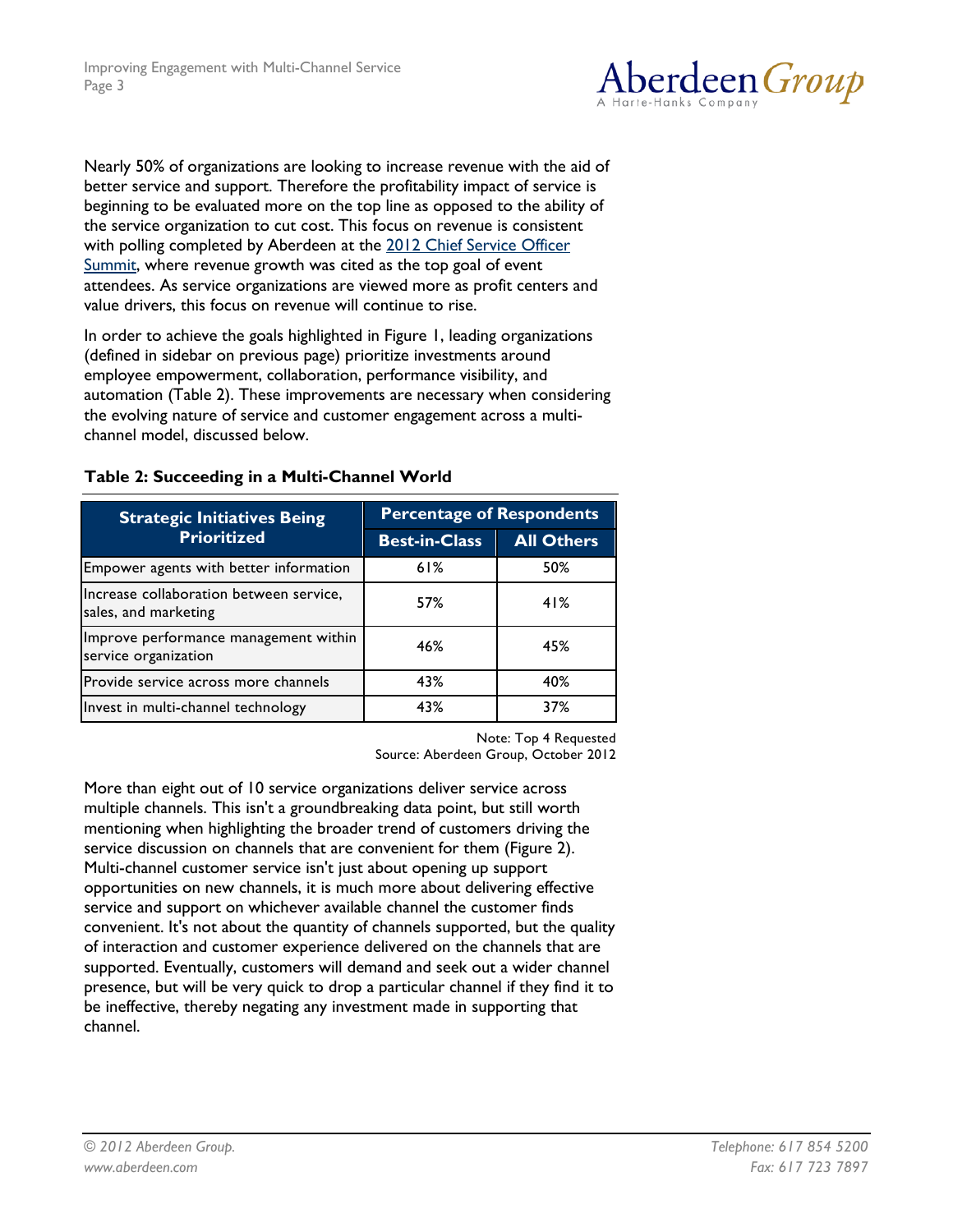Nearly 50% of organizations are looking to increase revenue with the aid of better service and support. Therefore the profitability impact of service is beginning to be evaluated more on the top line as opposed to the ability of the service organization to cut cost. This focus on revenue is consistent with polling completed by Aberdeen at the [2012 Chief Service Officer Summit](), where revenue growth was cited as the top goal of event attendees. As service organizations are viewed more as profit centers and value drivers, this focus on revenue will continue to rise.

In order to achieve the goals highlighted in Figure 1, leading organizations (defined in sidebar on previous page) prioritize investments around employee empowerment, collaboration, performance visibility, and automation (Table 2). These improvements are necessary when considering the evolving nature of service and customer engagement across a multi-channel model, discussed below.

**Table 2: Succeeding in a Multi-Channel World**

| Strategic Initiatives Being Prioritized | Percentage of Respondents | |
|---|---|---|
| | Best-in-Class | All Others |
| Empower agents with better information | 61% | 50% |
| Increase collaboration between service, sales, and marketing | 57% | 41% |
| Improve performance management within service organization | 46% | 45% |
| Provide service across more channels | 43% | 40% |
| Invest in multi-channel technology | 43% | 37% |

Note: Top 4 Requested
Source: Aberdeen Group, October 2012

More than eight out of 10 service organizations deliver service across multiple channels. This isn't a groundbreaking data point, but still worth mentioning when highlighting the broader trend of customers driving the service discussion on channels that are convenient for them (Figure 2). Multi-channel customer service isn't just about opening up support opportunities on new channels, it is much more about delivering effective service and support on whichever available channel the customer finds convenient. It's not about the quantity of channels supported, but the quality of interaction and customer experience delivered on the channels that are supported. Eventually, customers will demand and seek out a wider channel presence, but will be very quick to drop a particular channel if they find it to be ineffective, thereby negating any investment made in supporting that channel.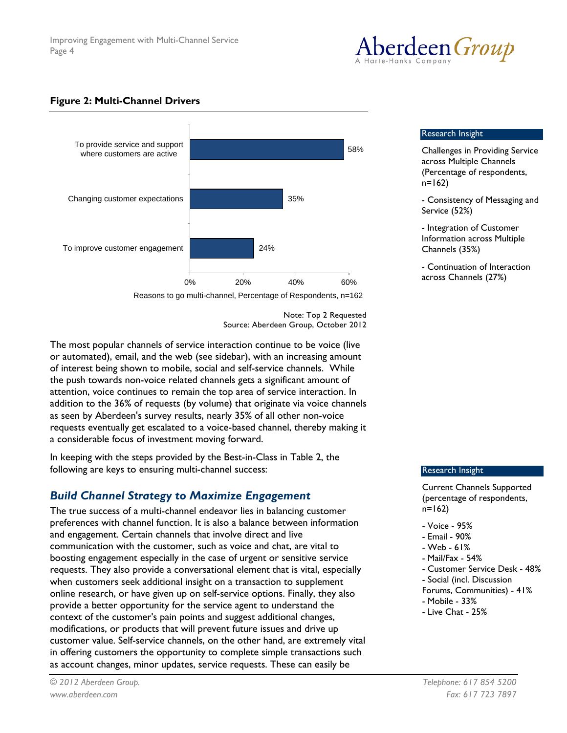**Figure 2: Multi-Channel Drivers**

| Reasons to go multi-channel | Percentage of Respondents, n=162 |
| --- | --- |
| To provide service and support where customers are active | 58% |
| Changing customer expectations | 35% |
| To improve customer engagement | 24% |

Note: Top 2 Requested
Source: Aberdeen Group, October 2012

> **Research Insight**
>
> Challenges in Providing Service across Multiple Channels (Percentage of respondents, n=162)
>
> - Consistency of Messaging and Service (52%)
> - Integration of Customer Information across Multiple Channels (35%)
> - Continuation of Interaction across Channels (27%)

The most popular channels of service interaction continue to be voice (live or automated), email, and the web (see sidebar), with an increasing amount of interest being shown to mobile, social and self-service channels. While the push towards non-voice related channels gets a significant amount of attention, voice continues to remain the top area of service interaction. In addition to the 36% of requests (by volume) that originate via voice channels as seen by Aberdeen's survey results, nearly 35% of all other non-voice requests eventually get escalated to a voice-based channel, thereby making it a considerable focus of investment moving forward.

In keeping with the steps provided by the Best-in-Class in Table 2, the following are keys to ensuring multi-channel success:

> **Research Insight**
>
> Current Channels Supported (percentage of respondents, n=162)
>
> - Voice - 95%
> - Email - 90%
> - Web - 61%
> - Mail/Fax - 54%
> - Customer Service Desk - 48%
> - Social (incl. Discussion Forums, Communities) - 41%
> - Mobile - 33%
> - Live Chat - 25%

## *Build Channel Strategy to Maximize Engagement*

The true success of a multi-channel endeavor lies in balancing customer preferences with channel function. It is also a balance between information and engagement. Certain channels that involve direct and live communication with the customer, such as voice and chat, are vital to boosting engagement especially in the case of urgent or sensitive service requests. They also provide a conversational element that is vital, especially when customers seek additional insight on a transaction to supplement online research, or have given up on self-service options. Finally, they also provide a better opportunity for the service agent to understand the context of the customer's pain points and suggest additional changes, modifications, or products that will prevent future issues and drive up customer value. Self-service channels, on the other hand, are extremely vital in offering customers the opportunity to complete simple transactions such as account changes, minor updates, service requests. These can easily be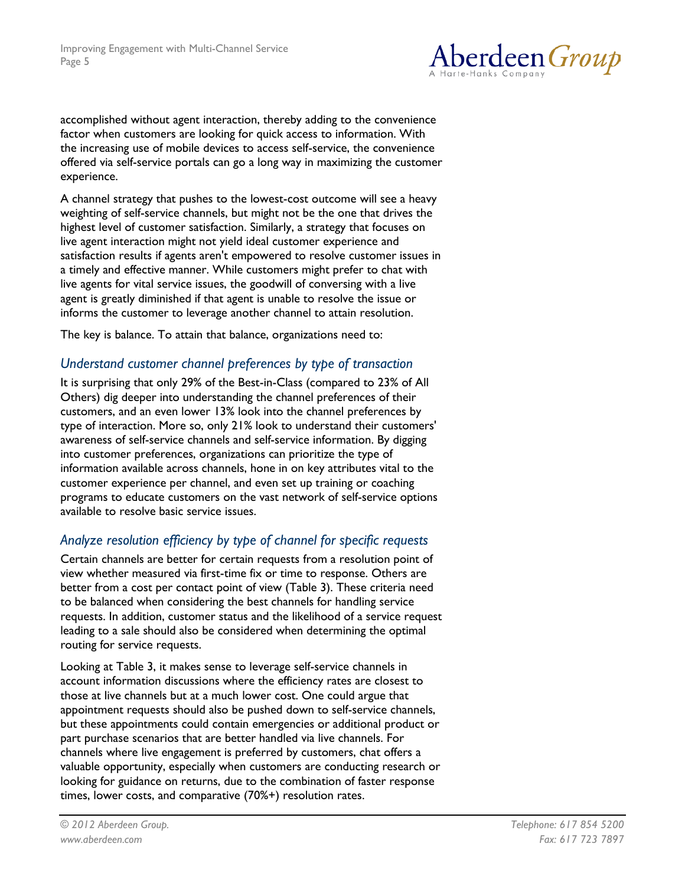accomplished without agent interaction, thereby adding to the convenience factor when customers are looking for quick access to information. With the increasing use of mobile devices to access self-service, the convenience offered via self-service portals can go a long way in maximizing the customer experience.

A channel strategy that pushes to the lowest-cost outcome will see a heavy weighting of self-service channels, but might not be the one that drives the highest level of customer satisfaction. Similarly, a strategy that focuses on live agent interaction might not yield ideal customer experience and satisfaction results if agents aren't empowered to resolve customer issues in a timely and effective manner. While customers might prefer to chat with live agents for vital service issues, the goodwill of conversing with a live agent is greatly diminished if that agent is unable to resolve the issue or informs the customer to leverage another channel to attain resolution.

The key is balance. To attain that balance, organizations need to:

### *Understand customer channel preferences by type of transaction*

It is surprising that only 29% of the Best-in-Class (compared to 23% of All Others) dig deeper into understanding the channel preferences of their customers, and an even lower 13% look into the channel preferences by type of interaction. More so, only 21% look to understand their customers' awareness of self-service channels and self-service information. By digging into customer preferences, organizations can prioritize the type of information available across channels, hone in on key attributes vital to the customer experience per channel, and even set up training or coaching programs to educate customers on the vast network of self-service options available to resolve basic service issues.

### *Analyze resolution efficiency by type of channel for specific requests*

Certain channels are better for certain requests from a resolution point of view whether measured via first-time fix or time to response. Others are better from a cost per contact point of view (Table 3). These criteria need to be balanced when considering the best channels for handling service requests. In addition, customer status and the likelihood of a service request leading to a sale should also be considered when determining the optimal routing for service requests.

Looking at Table 3, it makes sense to leverage self-service channels in account information discussions where the efficiency rates are closest to those at live channels but at a much lower cost. One could argue that appointment requests should also be pushed down to self-service channels, but these appointments could contain emergencies or additional product or part purchase scenarios that are better handled via live channels. For channels where live engagement is preferred by customers, chat offers a valuable opportunity, especially when customers are conducting research or looking for guidance on returns, due to the combination of faster response times, lower costs, and comparative (70%+) resolution rates.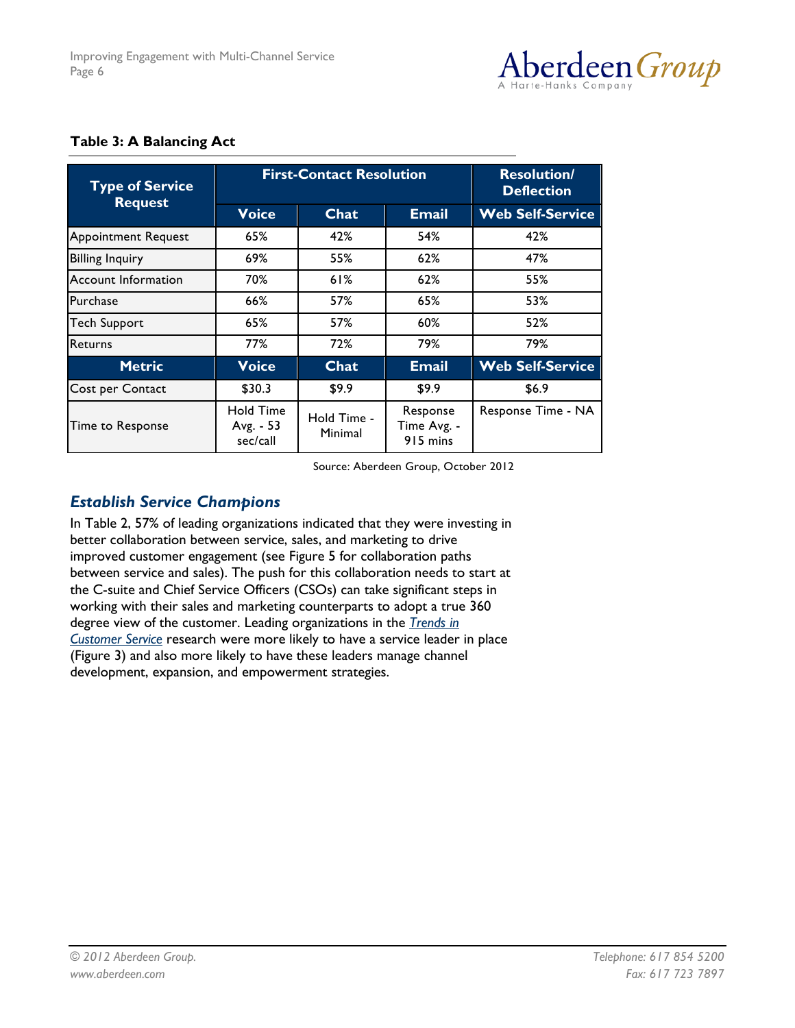**Table 3: A Balancing Act**

| Type of Service Request | First-Contact Resolution | | | Resolution/ Deflection |
|---|---|---|---|---|
| | Voice | Chat | Email | Web Self-Service |
| Appointment Request | 65% | 42% | 54% | 42% |
| Billing Inquiry | 69% | 55% | 62% | 47% |
| Account Information | 70% | 61% | 62% | 55% |
| Purchase | 66% | 57% | 65% | 53% |
| Tech Support | 65% | 57% | 60% | 52% |
| Returns | 77% | 72% | 79% | 79% |
| **Metric** | **Voice** | **Chat** | **Email** | **Web Self-Service** |
| Cost per Contact | $30.3 | $9.9 | $9.9 | $6.9 |
| Time to Response | Hold Time Avg. - 53 sec/call | Hold Time - Minimal | Response Time Avg. - 915 mins | Response Time - NA |

Source: Aberdeen Group, October 2012

## *Establish Service Champions*

In Table 2, 57% of leading organizations indicated that they were investing in better collaboration between service, sales, and marketing to drive improved customer engagement (see Figure 5 for collaboration paths between service and sales). The push for this collaboration needs to start at the C-suite and Chief Service Officers (CSOs) can take significant steps in working with their sales and marketing counterparts to adopt a true 360 degree view of the customer. Leading organizations in the *Trends in Customer Service* research were more likely to have a service leader in place (Figure 3) and also more likely to have these leaders manage channel development, expansion, and empowerment strategies.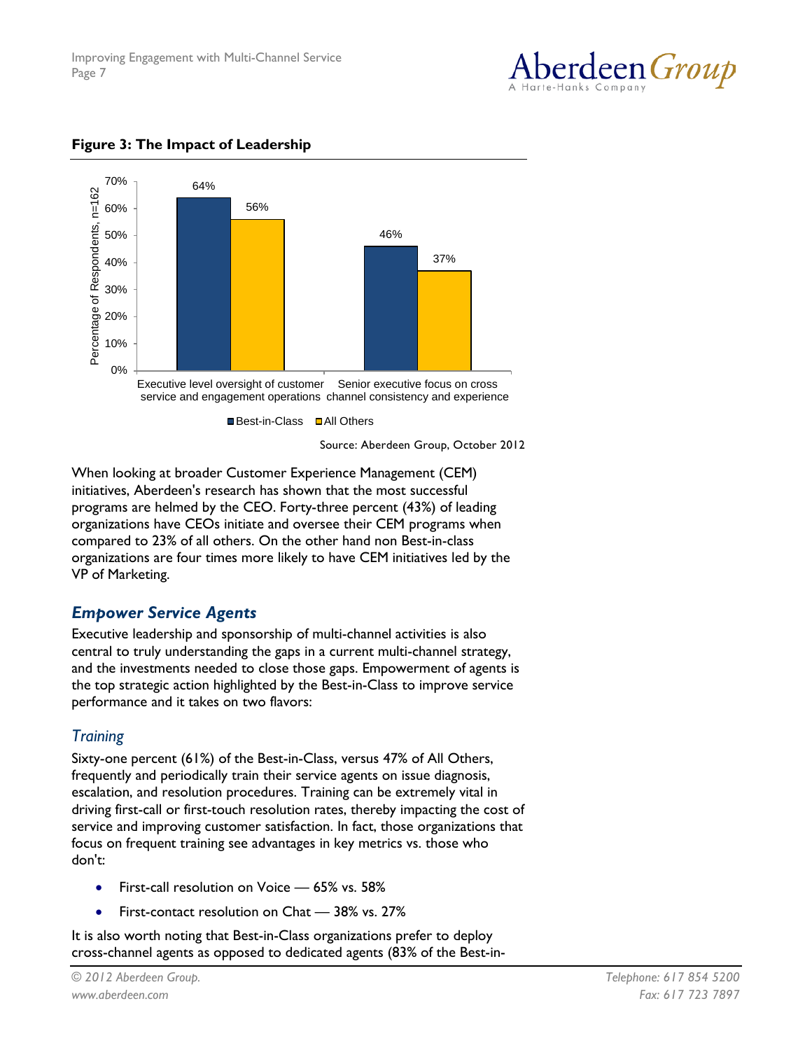**Figure 3: The Impact of Leadership**

| | Best-in-Class | All Others |
|---|---|---|
| Executive level oversight of customer service and engagement operations | 64% | 56% |
| Senior executive focus on cross channel consistency and experience | 46% | 37% |

Percentage of Respondents, n=162

Source: Aberdeen Group, October 2012

When looking at broader Customer Experience Management (CEM) initiatives, Aberdeen's research has shown that the most successful programs are helmed by the CEO. Forty-three percent (43%) of leading organizations have CEOs initiate and oversee their CEM programs when compared to 23% of all others. On the other hand non Best-in-class organizations are four times more likely to have CEM initiatives led by the VP of Marketing.

## *Empower Service Agents*

Executive leadership and sponsorship of multi-channel activities is also central to truly understanding the gaps in a current multi-channel strategy, and the investments needed to close those gaps. Empowerment of agents is the top strategic action highlighted by the Best-in-Class to improve service performance and it takes on two flavors:

### *Training*

Sixty-one percent (61%) of the Best-in-Class, versus 47% of All Others, frequently and periodically train their service agents on issue diagnosis, escalation, and resolution procedures. Training can be extremely vital in driving first-call or first-touch resolution rates, thereby impacting the cost of service and improving customer satisfaction. In fact, those organizations that focus on frequent training see advantages in key metrics vs. those who don't:

- First-call resolution on Voice — 65% vs. 58%
- First-contact resolution on Chat — 38% vs. 27%

It is also worth noting that Best-in-Class organizations prefer to deploy cross-channel agents as opposed to dedicated agents (83% of the Best-in-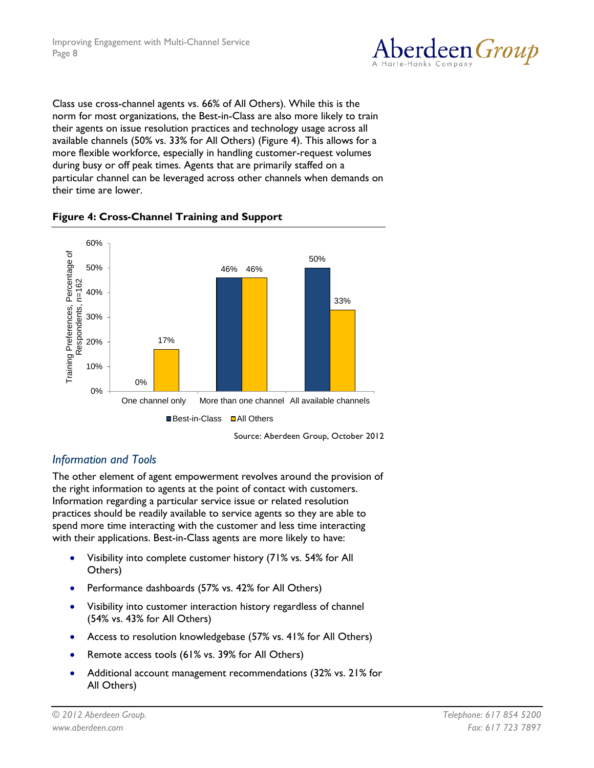Class use cross-channel agents vs. 66% of All Others). While this is the norm for most organizations, the Best-in-Class are also more likely to train their agents on issue resolution practices and technology usage across all available channels (50% vs. 33% for All Others) (Figure 4). This allows for a more flexible workforce, especially in handling customer-request volumes during busy or off peak times. Agents that are primarily staffed on a particular channel can be leveraged across other channels when demands on their time are lower.

**Figure 4: Cross-Channel Training and Support**

| Training Preferences, Percentage of Respondents, n=162 | Best-in-Class | All Others |
|---|---|---|
| One channel only | 0% | 17% |
| More than one channel | 46% | 46% |
| All available channels | 50% | 33% |

Source: Aberdeen Group, October 2012

### *Information and Tools*

The other element of agent empowerment revolves around the provision of the right information to agents at the point of contact with customers. Information regarding a particular service issue or related resolution practices should be readily available to service agents so they are able to spend more time interacting with the customer and less time interacting with their applications. Best-in-Class agents are more likely to have:

- Visibility into complete customer history (71% vs. 54% for All Others)
- Performance dashboards (57% vs. 42% for All Others)
- Visibility into customer interaction history regardless of channel (54% vs. 43% for All Others)
- Access to resolution knowledgebase (57% vs. 41% for All Others)
- Remote access tools (61% vs. 39% for All Others)
- Additional account management recommendations (32% vs. 21% for All Others)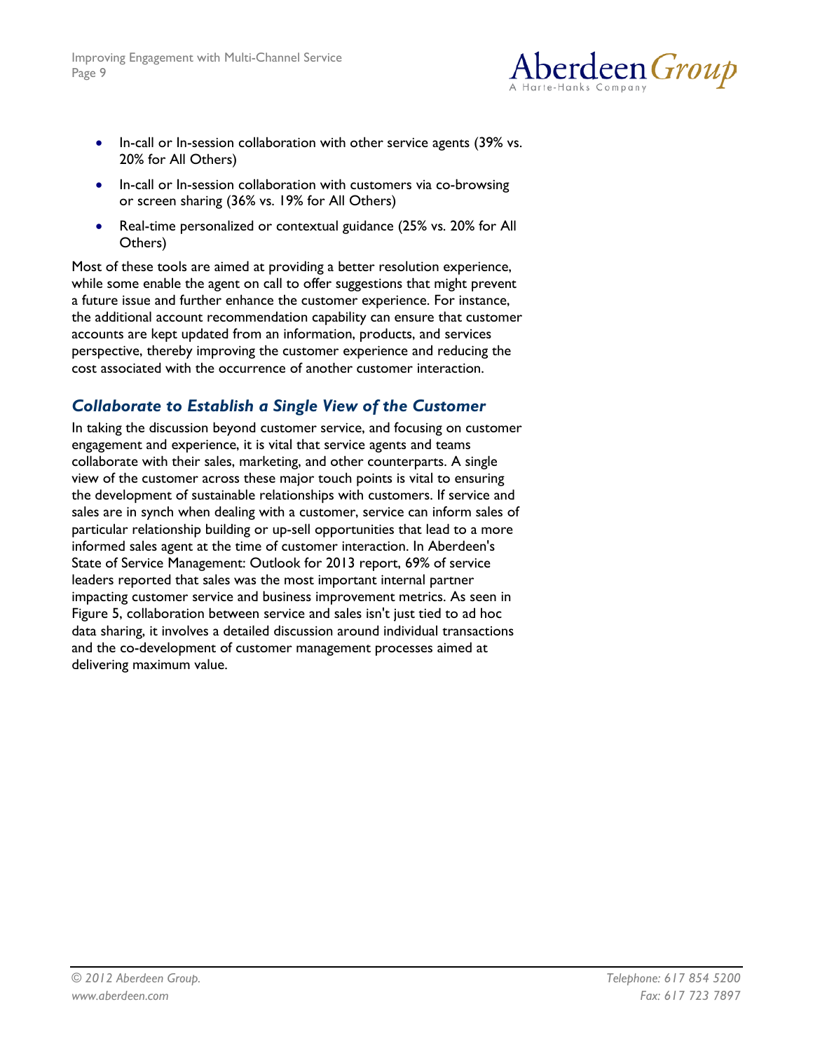- In-call or In-session collaboration with other service agents (39% vs. 20% for All Others)
- In-call or In-session collaboration with customers via co-browsing or screen sharing (36% vs. 19% for All Others)
- Real-time personalized or contextual guidance (25% vs. 20% for All Others)

Most of these tools are aimed at providing a better resolution experience, while some enable the agent on call to offer suggestions that might prevent a future issue and further enhance the customer experience. For instance, the additional account recommendation capability can ensure that customer accounts are kept updated from an information, products, and services perspective, thereby improving the customer experience and reducing the cost associated with the occurrence of another customer interaction.

## *Collaborate to Establish a Single View of the Customer*

In taking the discussion beyond customer service, and focusing on customer engagement and experience, it is vital that service agents and teams collaborate with their sales, marketing, and other counterparts. A single view of the customer across these major touch points is vital to ensuring the development of sustainable relationships with customers. If service and sales are in synch when dealing with a customer, service can inform sales of particular relationship building or up-sell opportunities that lead to a more informed sales agent at the time of customer interaction. In Aberdeen's State of Service Management: Outlook for 2013 report, 69% of service leaders reported that sales was the most important internal partner impacting customer service and business improvement metrics. As seen in Figure 5, collaboration between service and sales isn't just tied to ad hoc data sharing, it involves a detailed discussion around individual transactions and the co-development of customer management processes aimed at delivering maximum value.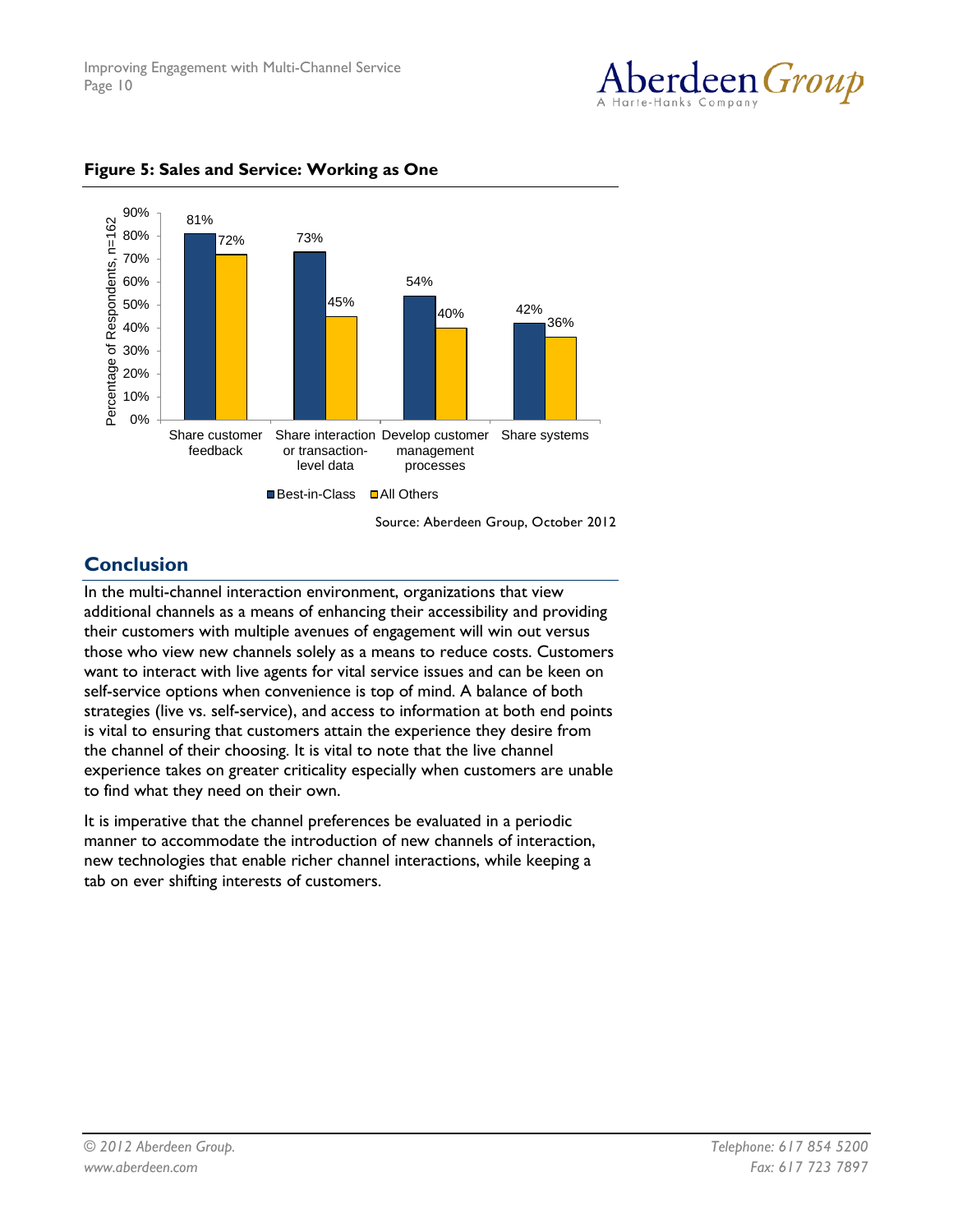**Figure 5: Sales and Service: Working as One**

| | Best-in-Class | All Others |
|---|---|---|
| Share customer feedback | 81% | 72% |
| Share interaction or transaction-level data | 73% | 45% |
| Develop customer management processes | 54% | 40% |
| Share systems | 42% | 36% |

Percentage of Respondents, n=162

Source: Aberdeen Group, October 2012

## Conclusion

In the multi-channel interaction environment, organizations that view additional channels as a means of enhancing their accessibility and providing their customers with multiple avenues of engagement will win out versus those who view new channels solely as a means to reduce costs. Customers want to interact with live agents for vital service issues and can be keen on self-service options when convenience is top of mind. A balance of both strategies (live vs. self-service), and access to information at both end points is vital to ensuring that customers attain the experience they desire from the channel of their choosing. It is vital to note that the live channel experience takes on greater criticality especially when customers are unable to find what they need on their own.

It is imperative that the channel preferences be evaluated in a periodic manner to accommodate the introduction of new channels of interaction, new technologies that enable richer channel interactions, while keeping a tab on ever shifting interests of customers.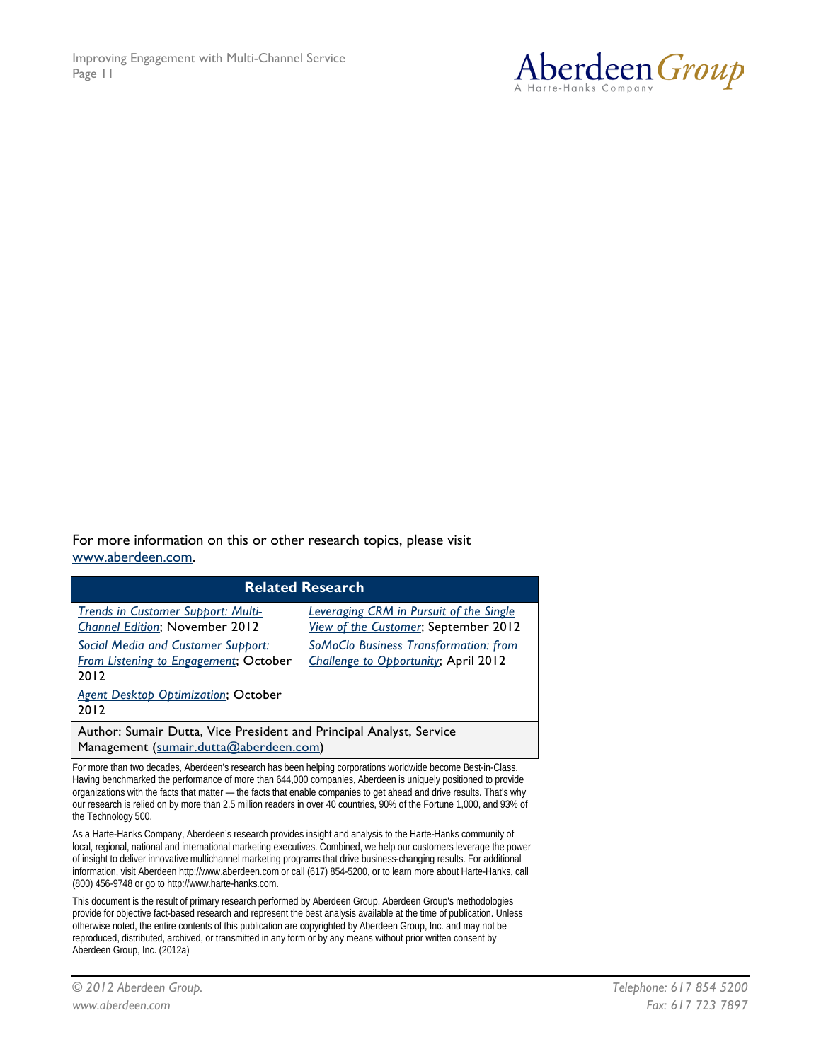For more information on this or other research topics, please visit www.aberdeen.com.

| Related Research | |
|---|---|
| *Trends in Customer Support: Multi-Channel Edition*; November 2012 | *Leveraging CRM in Pursuit of the Single View of the Customer*; September 2012 |
| *Social Media and Customer Support: From Listening to Engagement*; October 2012 | *SoMoClo Business Transformation: from Challenge to Opportunity*; April 2012 |
| *Agent Desktop Optimization*; October 2012 | |
| Author: Sumair Dutta, Vice President and Principal Analyst, Service Management (sumair.dutta@aberdeen.com) | |

For more than two decades, Aberdeen's research has been helping corporations worldwide become Best-in-Class. Having benchmarked the performance of more than 644,000 companies, Aberdeen is uniquely positioned to provide organizations with the facts that matter — the facts that enable companies to get ahead and drive results. That's why our research is relied on by more than 2.5 million readers in over 40 countries, 90% of the Fortune 1,000, and 93% of the Technology 500.

As a Harte-Hanks Company, Aberdeen's research provides insight and analysis to the Harte-Hanks community of local, regional, national and international marketing executives. Combined, we help our customers leverage the power of insight to deliver innovative multichannel marketing programs that drive business-changing results. For additional information, visit Aberdeen http://www.aberdeen.com or call (617) 854-5200, or to learn more about Harte-Hanks, call (800) 456-9748 or go to http://www.harte-hanks.com.

This document is the result of primary research performed by Aberdeen Group. Aberdeen Group's methodologies provide for objective fact-based research and represent the best analysis available at the time of publication. Unless otherwise noted, the entire contents of this publication are copyrighted by Aberdeen Group, Inc. and may not be reproduced, distributed, archived, or transmitted in any form or by any means without prior written consent by Aberdeen Group, Inc. (2012a)